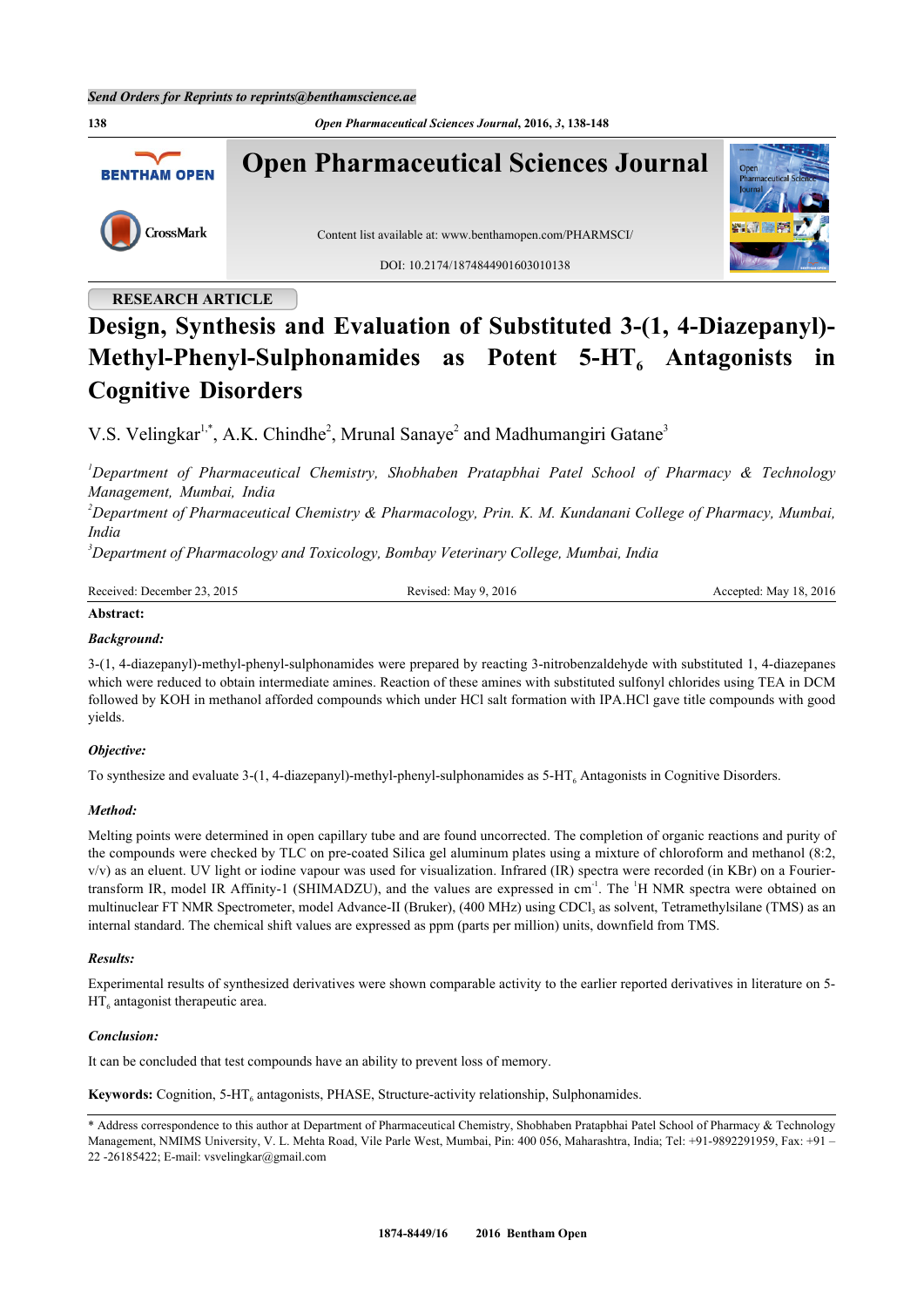Send Orders for Reprints to reprints@benthamscience.ae

# Open Pharmaceutical Sciences Journal

Content list available at: www.benthamopen.com/PHARMSCI/

DOI: 10.2174/1874844901603010138

RESEARCH ARTICLE

# Design, Synthesis and Evaluation of Substituted 3-(1, 4-Diazepanyl)-Methyl-Phenyl-Sulphonamides as Potent 5-HT$_6$ Antagonists in Cognitive Disorders

V.S. Velingkar[1,*], A.K. Chindhe[2], Mrunal Sanaye[2] and Madhumangiri Gatane[3]

[1]*Department of Pharmaceutical Chemistry, Shobhaben Pratapbhai Patel School of Pharmacy & Technology Management, Mumbai, India*

[2]*Department of Pharmaceutical Chemistry & Pharmacology, Prin. K. M. Kundanani College of Pharmacy, Mumbai, India*

[3]*Department of Pharmacology and Toxicology, Bombay Veterinary College, Mumbai, India*

Received: December 23, 2015 | Revised: May 9, 2016 | Accepted: May 18, 2016

**Abstract:**

***Background:***

3-(1, 4-diazepanyl)-methyl-phenyl-sulphonamides were prepared by reacting 3-nitrobenzaldehyde with substituted 1, 4-diazepanes which were reduced to obtain intermediate amines. Reaction of these amines with substituted sulfonyl chlorides using TEA in DCM followed by KOH in methanol afforded compounds which under HCl salt formation with IPA.HCl gave title compounds with good yields.

***Objective:***

To synthesize and evaluate 3-(1, 4-diazepanyl)-methyl-phenyl-sulphonamides as 5-HT$_6$ Antagonists in Cognitive Disorders.

***Method:***

Melting points were determined in open capillary tube and are found uncorrected. The completion of organic reactions and purity of the compounds were checked by TLC on pre-coated Silica gel aluminum plates using a mixture of chloroform and methanol (8:2, v/v) as an eluent. UV light or iodine vapour was used for visualization. Infrared (IR) spectra were recorded (in KBr) on a Fourier-transform IR, model IR Affinity-1 (SHIMADZU), and the values are expressed in cm$^{-1}$. The $^1$H NMR spectra were obtained on multinuclear FT NMR Spectrometer, model Advance-II (Bruker), (400 MHz) using $CDCl_3$ as solvent, Tetramethylsilane (TMS) as an internal standard. The chemical shift values are expressed as ppm (parts per million) units, downfield from TMS.

***Results:***

Experimental results of synthesized derivatives were shown comparable activity to the earlier reported derivatives in literature on 5-HT$_6$ antagonist therapeutic area.

***Conclusion:***

It can be concluded that test compounds have an ability to prevent loss of memory.

**Keywords:** Cognition, 5-HT$_6$ antagonists, PHASE, Structure-activity relationship, Sulphonamides.

* Address correspondence to this author at Department of Pharmaceutical Chemistry, Shobhaben Pratapbhai Patel School of Pharmacy & Technology Management, NMIMS University, V. L. Mehta Road, Vile Parle West, Mumbai, Pin: 400 056, Maharashtra, India; Tel: +91-9892291959, Fax: +91 – 22 -26185422; E-mail: vsvelingkar@gmail.com

1874-8449/16 2016 Bentham Open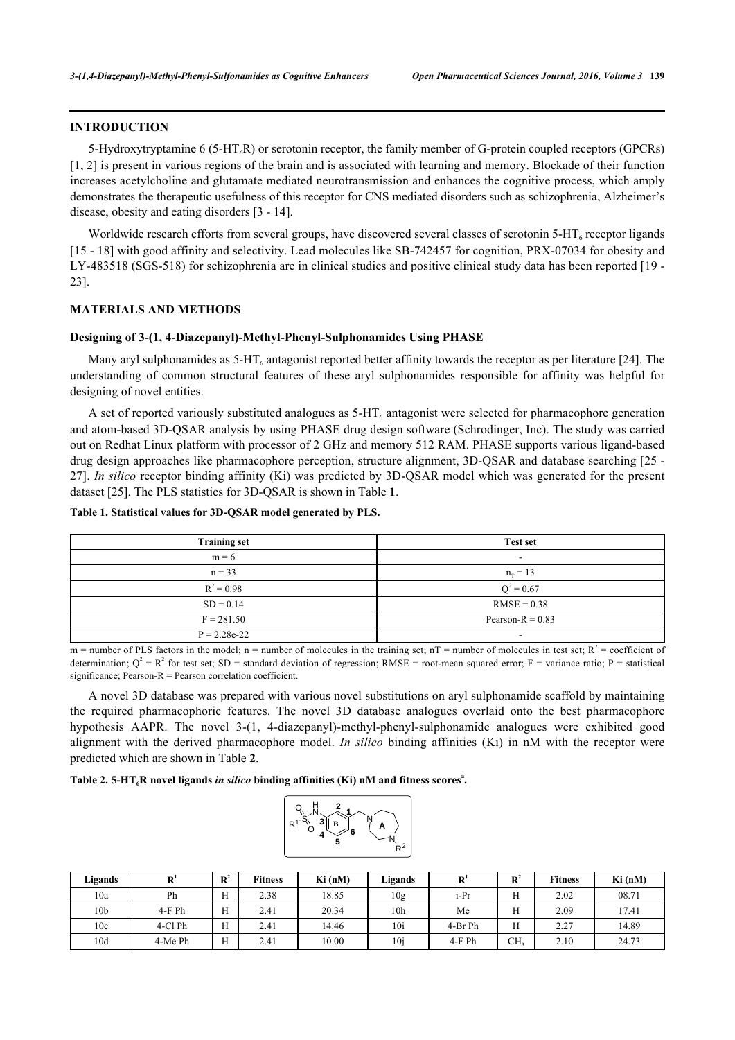## INTRODUCTION

5-Hydroxytryptamine 6 (5-$HT_6$R) or serotonin receptor, the family member of G-protein coupled receptors (GPCRs) [1, 2] is present in various regions of the brain and is associated with learning and memory. Blockade of their function increases acetylcholine and glutamate mediated neurotransmission and enhances the cognitive process, which amply demonstrates the therapeutic usefulness of this receptor for CNS mediated disorders such as schizophrenia, Alzheimer's disease, obesity and eating disorders [3 - 14].

Worldwide research efforts from several groups, have discovered several classes of serotonin 5-$HT_6$ receptor ligands [15 - 18] with good affinity and selectivity. Lead molecules like SB-742457 for cognition, PRX-07034 for obesity and LY-483518 (SGS-518) for schizophrenia are in clinical studies and positive clinical study data has been reported [19 - 23].

## MATERIALS AND METHODS

### Designing of 3-(1, 4-Diazepanyl)-Methyl-Phenyl-Sulphonamides Using PHASE

Many aryl sulphonamides as 5-$HT_6$ antagonist reported better affinity towards the receptor as per literature [24]. The understanding of common structural features of these aryl sulphonamides responsible for affinity was helpful for designing of novel entities.

A set of reported variously substituted analogues as 5-$HT_6$ antagonist were selected for pharmacophore generation and atom-based 3D-QSAR analysis by using PHASE drug design software (Schrodinger, Inc). The study was carried out on Redhat Linux platform with processor of 2 GHz and memory 512 RAM. PHASE supports various ligand-based drug design approaches like pharmacophore perception, structure alignment, 3D-QSAR and database searching [25 - 27]. *In silico* receptor binding affinity (Ki) was predicted by 3D-QSAR model which was generated for the present dataset [25]. The PLS statistics for 3D-QSAR is shown in Table **1**.

**Table 1. Statistical values for 3D-QSAR model generated by PLS.**

| Training set | Test set |
|---|---|
| m = 6 | - |
| n = 33 | $n_T$ = 13 |
| $R^2$ = 0.98 | $Q^2$ = 0.67 |
| SD = 0.14 | RMSE = 0.38 |
| F = 281.50 | Pearson-R = 0.83 |
| P = 2.28e-22 | - |

m = number of PLS factors in the model; n = number of molecules in the training set; nT = number of molecules in test set; $R^2$ = coefficient of determination; $Q^2$ = $R^2$ for test set; SD = standard deviation of regression; RMSE = root-mean squared error; F = variance ratio; P = statistical significance; Pearson-R = Pearson correlation coefficient.

A novel 3D database was prepared with various novel substitutions on aryl sulphonamide scaffold by maintaining the required pharmacophoric features. The novel 3D database analogues overlaid onto the best pharmacophore hypothesis AAPR. The novel 3-(1, 4-diazepanyl)-methyl-phenyl-sulphonamide analogues were exhibited good alignment with the derived pharmacophore model. *In silico* binding affinities (Ki) in nM with the receptor were predicted which are shown in Table **2**.

**Table 2. 5-$HT_6$R novel ligands *in silico* binding affinities (Ki) nM and fitness scores[a].**

| Ligands | $R^1$ | $R^2$ | Fitness | Ki (nM) | Ligands | $R^1$ | $R^2$ | Fitness | Ki (nM) |
|---|---|---|---|---|---|---|---|---|---|
| 10a | Ph | H | 2.38 | 18.85 | 10g | i-Pr | H | 2.02 | 08.71 |
| 10b | 4-F Ph | H | 2.41 | 20.34 | 10h | Me | H | 2.09 | 17.41 |
| 10c | 4-Cl Ph | H | 2.41 | 14.46 | 10i | 4-Br Ph | H | 2.27 | 14.89 |
| 10d | 4-Me Ph | H | 2.41 | 10.00 | 10j | 4-F Ph | $CH_3$ | 2.10 | 24.73 |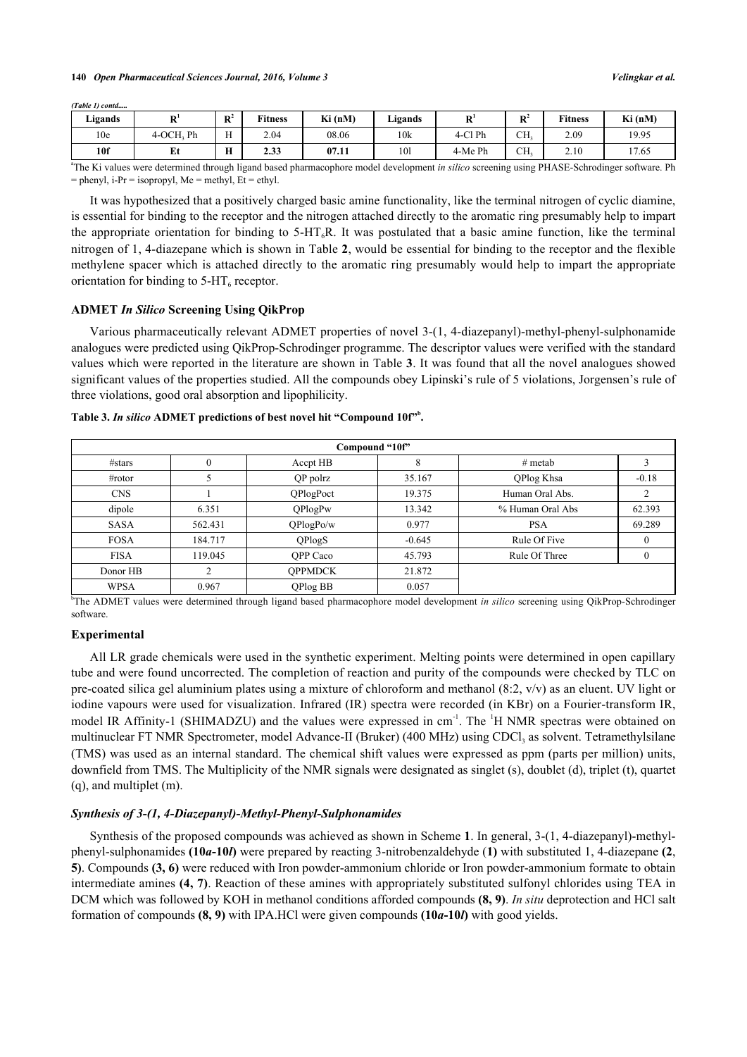*(Table 1) contd.....*

| Ligands | $R^1$ | $R^2$ | Fitness | Ki (nM) | Ligands | $R^1$ | $R^2$ | Fitness | Ki (nM) |
|---|---|---|---|---|---|---|---|---|---|
| 10e | 4-$OCH_3$ Ph | H | 2.04 | 08.06 | 10k | 4-Cl Ph | $CH_3$ | 2.09 | 19.95 |
| **10f** | **Et** | **H** | **2.33** | **07.11** | 10l | 4-Me Ph | $CH_3$ | 2.10 | 17.65 |

[a]The Ki values were determined through ligand based pharmacophore model development *in silico* screening using PHASE-Schrodinger software. Ph = phenyl, i-Pr = isopropyl, Me = methyl, Et = ethyl.

It was hypothesized that a positively charged basic amine functionality, like the terminal nitrogen of cyclic diamine, is essential for binding to the receptor and the nitrogen attached directly to the aromatic ring presumably help to impart the appropriate orientation for binding to 5-$HT_6$R. It was postulated that a basic amine function, like the terminal nitrogen of 1, 4-diazepane which is shown in Table **2**, would be essential for binding to the receptor and the flexible methylene spacer which is attached directly to the aromatic ring presumably would help to impart the appropriate orientation for binding to 5-$HT_6$ receptor.

### ADMET *In Silico* Screening Using QikProp

Various pharmaceutically relevant ADMET properties of novel 3-(1, 4-diazepanyl)-methyl-phenyl-sulphonamide analogues were predicted using QikProp-Schrodinger programme. The descriptor values were verified with the standard values which were reported in the literature are shown in Table **3**. It was found that all the novel analogues showed significant values of the properties studied. All the compounds obey Lipinski's rule of 5 violations, Jorgensen's rule of three violations, good oral absorption and lipophilicity.

**Table 3. *In silico* ADMET predictions of best novel hit "Compound 10f"[b].**

| Compound "10f" | | | | | |
|---|---|---|---|---|---|
| #stars | 0 | Accpt HB | 8 | # metab | 3 |
| #rotor | 5 | QP polrz | 35.167 | QPlog Khsa | -0.18 |
| CNS | 1 | QPlogPoct | 19.375 | Human Oral Abs. | 2 |
| dipole | 6.351 | QPlogPw | 13.342 | % Human Oral Abs | 62.393 |
| SASA | 562.431 | QPlogPo/w | 0.977 | PSA | 69.289 |
| FOSA | 184.717 | QPlogS | -0.645 | Rule Of Five | 0 |
| FISA | 119.045 | QPP Caco | 45.793 | Rule Of Three | 0 |
| Donor HB | 2 | QPPMDCK | 21.872 | | |
| WPSA | 0.967 | QPlog BB | 0.057 | | |

[b]The ADMET values were determined through ligand based pharmacophore model development *in silico* screening using QikProp-Schrodinger software.

### Experimental

All LR grade chemicals were used in the synthetic experiment. Melting points were determined in open capillary tube and were found uncorrected. The completion of reaction and purity of the compounds were checked by TLC on pre-coated silica gel aluminium plates using a mixture of chloroform and methanol (8:2, v/v) as an eluent. UV light or iodine vapours were used for visualization. Infrared (IR) spectra were recorded (in KBr) on a Fourier-transform IR, model IR Affinity-1 (SHIMADZU) and the values were expressed in $cm^{-1}$. The $^1H$ NMR spectras were obtained on multinuclear FT NMR Spectrometer, model Advance-II (Bruker) (400 MHz) using $CDCl_3$ as solvent. Tetramethylsilane (TMS) was used as an internal standard. The chemical shift values were expressed as ppm (parts per million) units, downfield from TMS. The Multiplicity of the NMR signals were designated as singlet (s), doublet (d), triplet (t), quartet (q), and multiplet (m).

#### *Synthesis of 3-(1, 4-Diazepanyl)-Methyl-Phenyl-Sulphonamides*

Synthesis of the proposed compounds was achieved as shown in Scheme **1**. In general, 3-(1, 4-diazepanyl)-methyl-phenyl-sulphonamides **(10*a*-10*l*)** were prepared by reacting 3-nitrobenzaldehyde (**1**) with substituted 1, 4-diazepane **(2**, **5)**. Compounds **(3, 6)** were reduced with Iron powder-ammonium chloride or Iron powder-ammonium formate to obtain intermediate amines **(4, 7)**. Reaction of these amines with appropriately substituted sulfonyl chlorides using TEA in DCM which was followed by KOH in methanol conditions afforded compounds **(8, 9)**. *In situ* deprotection and HCl salt formation of compounds **(8, 9)** with IPA.HCl were given compounds **(10*a*-10*l*)** with good yields.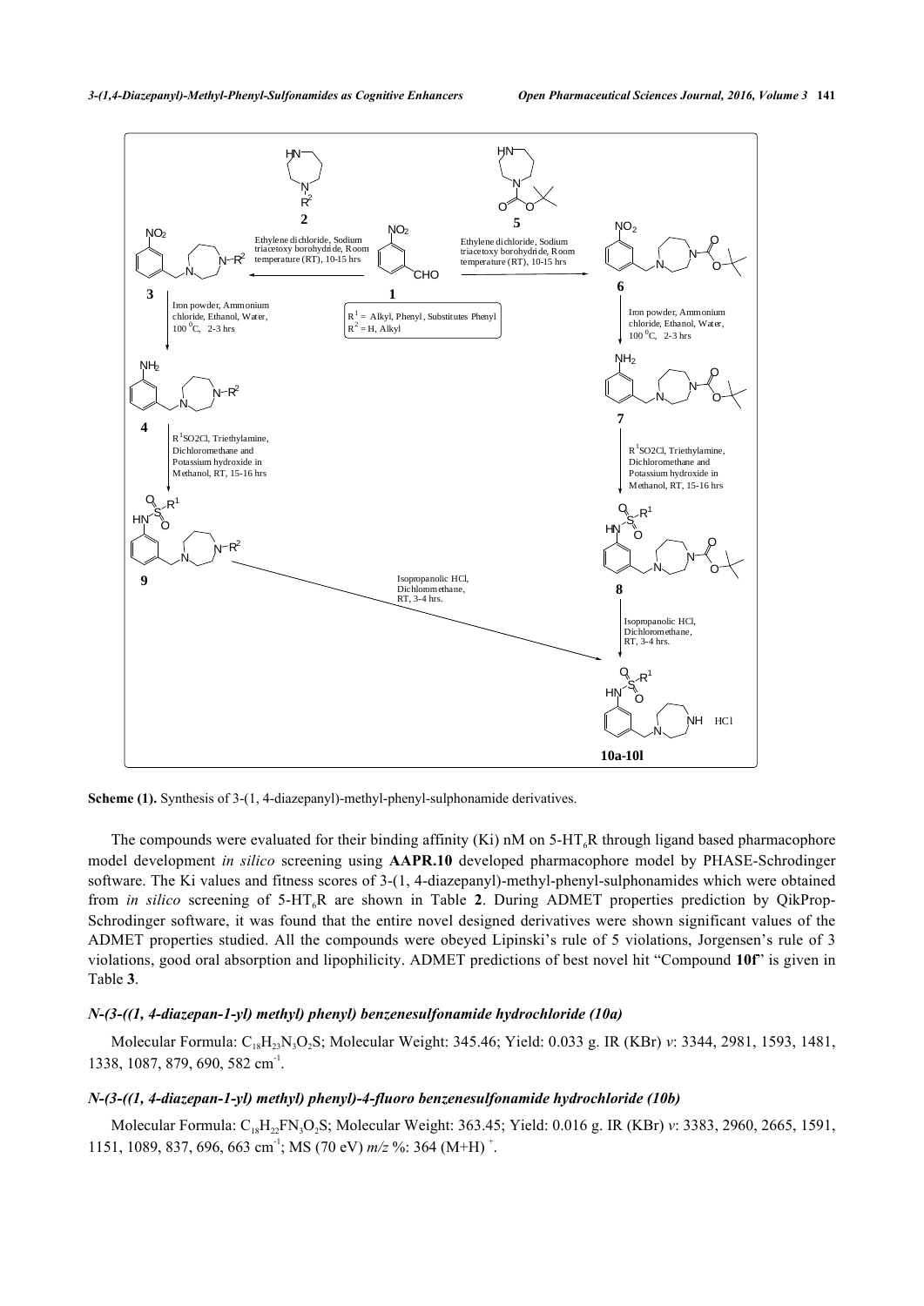Ethylene dichloride, Sodium triacetoxy borohydride, Room temperature (RT), 10-15 hrs

Ethylene dichloride, Sodium triacetoxy borohydride, Room temperature (RT), 10-15 hrs

$R^1$ = Alkyl, Phenyl, Substitutes Phenyl
$R^2$ = H, Alkyl

Iron powder, Ammonium chloride, Ethanol, Water, 100 $^0$C, 2-3 hrs

Iron powder, Ammonium chloride, Ethanol, Water, 100 $^0$C, 2-3 hrs

$R^1$SO2Cl, Triethylamine, Dichloromethane and Potassium hydroxide in Methanol, RT, 15-16 hrs

$R^1$SO2Cl, Triethylamine, Dichloromethane and Potassium hydroxide in Methanol, RT, 15-16 hrs

Isopropanolic HCl, Dichloromethane, RT, 3-4 hrs.

Isopropanolic HCl, Dichloromethane, RT, 3-4 hrs.

10a-10l

**Scheme (1).** Synthesis of 3-(1, 4-diazepanyl)-methyl-phenyl-sulphonamide derivatives.

The compounds were evaluated for their binding affinity (Ki) nM on 5-HT$_6$R through ligand based pharmacophore model development *in silico* screening using **AAPR.10** developed pharmacophore model by PHASE-Schrodinger software. The Ki values and fitness scores of 3-(1, 4-diazepanyl)-methyl-phenyl-sulphonamides which were obtained from *in silico* screening of 5-HT$_6$R are shown in Table **2**. During ADMET properties prediction by QikProp-Schrodinger software, it was found that the entire novel designed derivatives were shown significant values of the ADMET properties studied. All the compounds were obeyed Lipinski's rule of 5 violations, Jorgensen's rule of 3 violations, good oral absorption and lipophilicity. ADMET predictions of best novel hit "Compound **10f**" is given in Table **3**.

### *N-(3-((1, 4-diazepan-1-yl) methyl) phenyl) benzenesulfonamide hydrochloride (10a)*

Molecular Formula: $C_{18}H_{23}N_3O_2S$; Molecular Weight: 345.46; Yield: 0.033 g. IR (KBr) *v*: 3344, 2981, 1593, 1481, 1338, 1087, 879, 690, 582 cm$^{-1}$.

### *N-(3-((1, 4-diazepan-1-yl) methyl) phenyl)-4-fluoro benzenesulfonamide hydrochloride (10b)*

Molecular Formula: $C_{18}H_{22}FN_3O_2S$; Molecular Weight: 363.45; Yield: 0.016 g. IR (KBr) *v*: 3383, 2960, 2665, 1591, 1151, 1089, 837, 696, 663 cm$^{-1}$; MS (70 eV) *m/z* %: 364 $(M+H)^+$.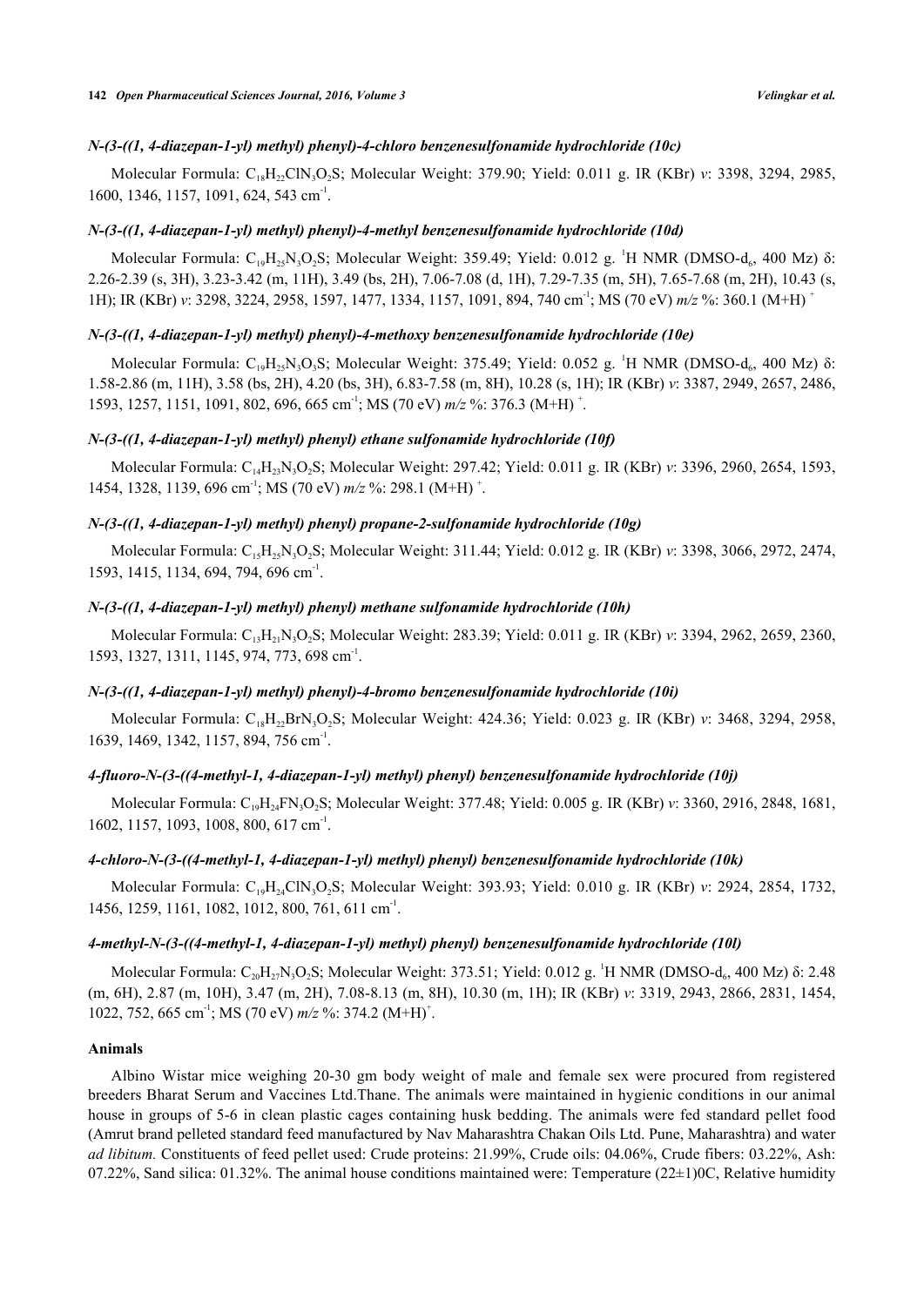### *N-(3-((1, 4-diazepan-1-yl) methyl) phenyl)-4-chloro benzenesulfonamide hydrochloride (10c)*

Molecular Formula: $C_{18}H_{22}ClN_3O_2S$; Molecular Weight: 379.90; Yield: 0.011 g. IR (KBr) *v*: 3398, 3294, 2985, 1600, 1346, 1157, 1091, 624, 543 $cm^{-1}$.

### *N-(3-((1, 4-diazepan-1-yl) methyl) phenyl)-4-methyl benzenesulfonamide hydrochloride (10d)*

Molecular Formula: $C_{19}H_{25}N_3O_2S$; Molecular Weight: 359.49; Yield: 0.012 g. $^1H$ NMR (DMSO-$d_6$, 400 Mz) δ: 2.26-2.39 (s, 3H), 3.23-3.42 (m, 11H), 3.49 (bs, 2H), 7.06-7.08 (d, 1H), 7.29-7.35 (m, 5H), 7.65-7.68 (m, 2H), 10.43 (s, 1H); IR (KBr) *v*: 3298, 3224, 2958, 1597, 1477, 1334, 1157, 1091, 894, 740 $cm^{-1}$; MS (70 eV) *m/z* %: 360.1 $(M+H)^+$

### *N-(3-((1, 4-diazepan-1-yl) methyl) phenyl)-4-methoxy benzenesulfonamide hydrochloride (10e)*

Molecular Formula: $C_{19}H_{25}N_3O_3S$; Molecular Weight: 375.49; Yield: 0.052 g. $^1H$ NMR (DMSO-$d_6$, 400 Mz) δ: 1.58-2.86 (m, 11H), 3.58 (bs, 2H), 4.20 (bs, 3H), 6.83-7.58 (m, 8H), 10.28 (s, 1H); IR (KBr) *v*: 3387, 2949, 2657, 2486, 1593, 1257, 1151, 1091, 802, 696, 665 $cm^{-1}$; MS (70 eV) *m/z* %: 376.3 $(M+H)^+$.

### *N-(3-((1, 4-diazepan-1-yl) methyl) phenyl) ethane sulfonamide hydrochloride (10f)*

Molecular Formula: $C_{14}H_{23}N_3O_2S$; Molecular Weight: 297.42; Yield: 0.011 g. IR (KBr) *v*: 3396, 2960, 2654, 1593, 1454, 1328, 1139, 696 $cm^{-1}$; MS (70 eV) *m/z* %: 298.1 $(M+H)^+$.

### *N-(3-((1, 4-diazepan-1-yl) methyl) phenyl) propane-2-sulfonamide hydrochloride (10g)*

Molecular Formula: $C_{15}H_{25}N_3O_2S$; Molecular Weight: 311.44; Yield: 0.012 g. IR (KBr) *v*: 3398, 3066, 2972, 2474, 1593, 1415, 1134, 694, 794, 696 $cm^{-1}$.

### *N-(3-((1, 4-diazepan-1-yl) methyl) phenyl) methane sulfonamide hydrochloride (10h)*

Molecular Formula: $C_{13}H_{21}N_3O_2S$; Molecular Weight: 283.39; Yield: 0.011 g. IR (KBr) *v*: 3394, 2962, 2659, 2360, 1593, 1327, 1311, 1145, 974, 773, 698 $cm^{-1}$.

### *N-(3-((1, 4-diazepan-1-yl) methyl) phenyl)-4-bromo benzenesulfonamide hydrochloride (10i)*

Molecular Formula: $C_{18}H_{22}BrN_3O_2S$; Molecular Weight: 424.36; Yield: 0.023 g. IR (KBr) *v*: 3468, 3294, 2958, 1639, 1469, 1342, 1157, 894, 756 $cm^{-1}$.

### *4-fluoro-N-(3-((4-methyl-1, 4-diazepan-1-yl) methyl) phenyl) benzenesulfonamide hydrochloride (10j)*

Molecular Formula: $C_{19}H_{24}FN_3O_2S$; Molecular Weight: 377.48; Yield: 0.005 g. IR (KBr) *v*: 3360, 2916, 2848, 1681, 1602, 1157, 1093, 1008, 800, 617 $cm^{-1}$.

### *4-chloro-N-(3-((4-methyl-1, 4-diazepan-1-yl) methyl) phenyl) benzenesulfonamide hydrochloride (10k)*

Molecular Formula: $C_{19}H_{24}ClN_3O_2S$; Molecular Weight: 393.93; Yield: 0.010 g. IR (KBr) *v*: 2924, 2854, 1732, 1456, 1259, 1161, 1082, 1012, 800, 761, 611 $cm^{-1}$.

### *4-methyl-N-(3-((4-methyl-1, 4-diazepan-1-yl) methyl) phenyl) benzenesulfonamide hydrochloride (10l)*

Molecular Formula: $C_{20}H_{27}N_3O_2S$; Molecular Weight: 373.51; Yield: 0.012 g. $^1H$ NMR (DMSO-$d_6$, 400 Mz) δ: 2.48 (m, 6H), 2.87 (m, 10H), 3.47 (m, 2H), 7.08-8.13 (m, 8H), 10.30 (m, 1H); IR (KBr) *v*: 3319, 2943, 2866, 2831, 1454, 1022, 752, 665 $cm^{-1}$; MS (70 eV) *m/z* %: 374.2 $(M+H)^+$.

### Animals

Albino Wistar mice weighing 20-30 gm body weight of male and female sex were procured from registered breeders Bharat Serum and Vaccines Ltd.Thane. The animals were maintained in hygienic conditions in our animal house in groups of 5-6 in clean plastic cages containing husk bedding. The animals were fed standard pellet food (Amrut brand pelleted standard feed manufactured by Nav Maharashtra Chakan Oils Ltd. Pune, Maharashtra) and water *ad libitum.* Constituents of feed pellet used: Crude proteins: 21.99%, Crude oils: 04.06%, Crude fibers: 03.22%, Ash: 07.22%, Sand silica: 01.32%. The animal house conditions maintained were: Temperature (22±1)0C, Relative humidity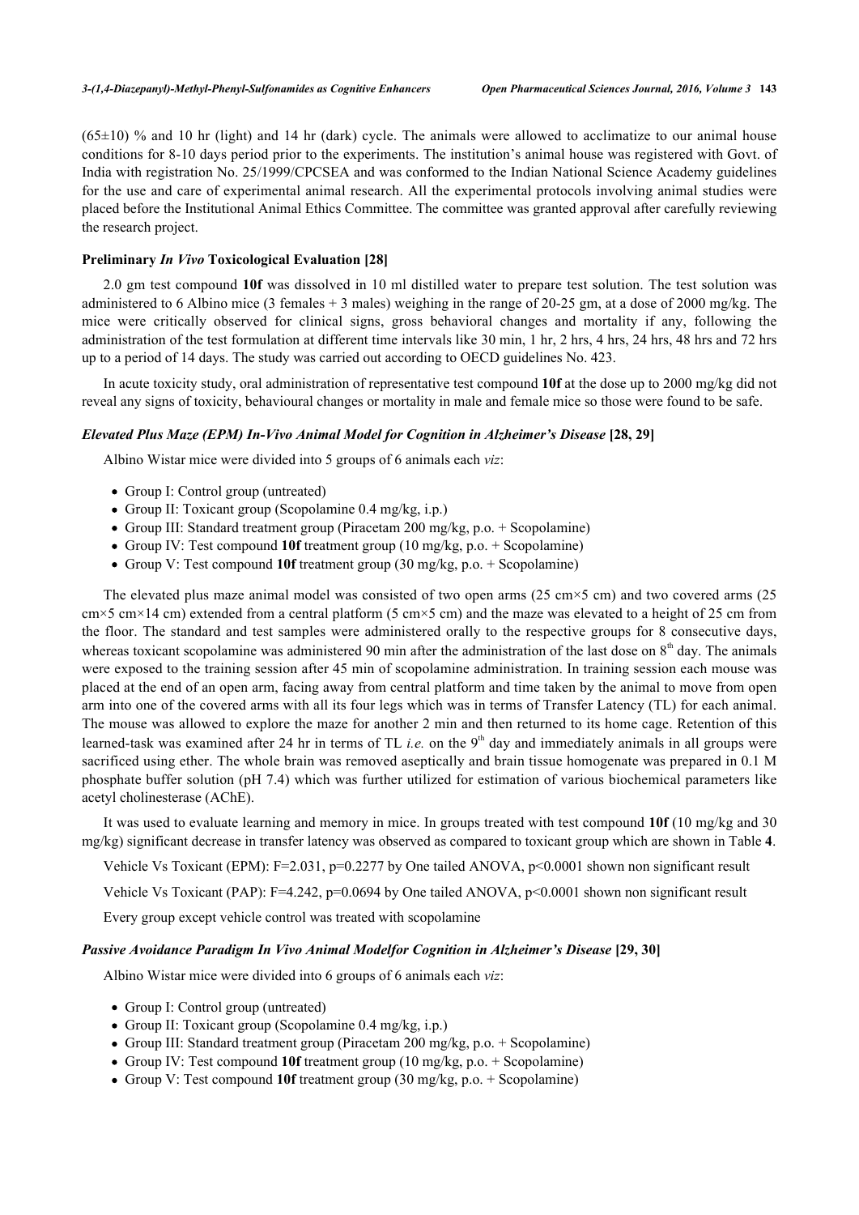(65±10) % and 10 hr (light) and 14 hr (dark) cycle. The animals were allowed to acclimatize to our animal house conditions for 8-10 days period prior to the experiments. The institution's animal house was registered with Govt. of India with registration No. 25/1999/CPCSEA and was conformed to the Indian National Science Academy guidelines for the use and care of experimental animal research. All the experimental protocols involving animal studies were placed before the Institutional Animal Ethics Committee. The committee was granted approval after carefully reviewing the research project.

### Preliminary *In Vivo* Toxicological Evaluation [28]

2.0 gm test compound **10f** was dissolved in 10 ml distilled water to prepare test solution. The test solution was administered to 6 Albino mice (3 females + 3 males) weighing in the range of 20-25 gm, at a dose of 2000 mg/kg. The mice were critically observed for clinical signs, gross behavioral changes and mortality if any, following the administration of the test formulation at different time intervals like 30 min, 1 hr, 2 hrs, 4 hrs, 24 hrs, 48 hrs and 72 hrs up to a period of 14 days. The study was carried out according to OECD guidelines No. 423.

In acute toxicity study, oral administration of representative test compound **10f** at the dose up to 2000 mg/kg did not reveal any signs of toxicity, behavioural changes or mortality in male and female mice so those were found to be safe.

### *Elevated Plus Maze (EPM) In-Vivo Animal Model for Cognition in Alzheimer's Disease* [28, 29]

Albino Wistar mice were divided into 5 groups of 6 animals each *viz*:

- Group I: Control group (untreated)
- Group II: Toxicant group (Scopolamine 0.4 mg/kg, i.p.)
- Group III: Standard treatment group (Piracetam 200 mg/kg, p.o. + Scopolamine)
- Group IV: Test compound **10f** treatment group (10 mg/kg, p.o. + Scopolamine)
- Group V: Test compound **10f** treatment group (30 mg/kg, p.o. + Scopolamine)

The elevated plus maze animal model was consisted of two open arms (25 cm×5 cm) and two covered arms (25 cm×5 cm×14 cm) extended from a central platform (5 cm×5 cm) and the maze was elevated to a height of 25 cm from the floor. The standard and test samples were administered orally to the respective groups for 8 consecutive days, whereas toxicant scopolamine was administered 90 min after the administration of the last dose on 8th day. The animals were exposed to the training session after 45 min of scopolamine administration. In training session each mouse was placed at the end of an open arm, facing away from central platform and time taken by the animal to move from open arm into one of the covered arms with all its four legs which was in terms of Transfer Latency (TL) for each animal. The mouse was allowed to explore the maze for another 2 min and then returned to its home cage. Retention of this learned-task was examined after 24 hr in terms of TL *i.e.* on the 9th day and immediately animals in all groups were sacrificed using ether. The whole brain was removed aseptically and brain tissue homogenate was prepared in 0.1 M phosphate buffer solution (pH 7.4) which was further utilized for estimation of various biochemical parameters like acetyl cholinesterase (AChE).

It was used to evaluate learning and memory in mice. In groups treated with test compound **10f** (10 mg/kg and 30 mg/kg) significant decrease in transfer latency was observed as compared to toxicant group which are shown in Table **4**.

Vehicle Vs Toxicant (EPM): $F=2.031$, $p=0.2277$ by One tailed ANOVA, $p<0.0001$ shown non significant result

Vehicle Vs Toxicant (PAP): $F=4.242$, $p=0.0694$ by One tailed ANOVA, $p<0.0001$ shown non significant result

Every group except vehicle control was treated with scopolamine

### *Passive Avoidance Paradigm In Vivo Animal Modelfor Cognition in Alzheimer's Disease* [29, 30]

Albino Wistar mice were divided into 6 groups of 6 animals each *viz*:

- Group I: Control group (untreated)
- Group II: Toxicant group (Scopolamine 0.4 mg/kg, i.p.)
- Group III: Standard treatment group (Piracetam 200 mg/kg, p.o. + Scopolamine)
- Group IV: Test compound **10f** treatment group (10 mg/kg, p.o. + Scopolamine)
- Group V: Test compound **10f** treatment group (30 mg/kg, p.o. + Scopolamine)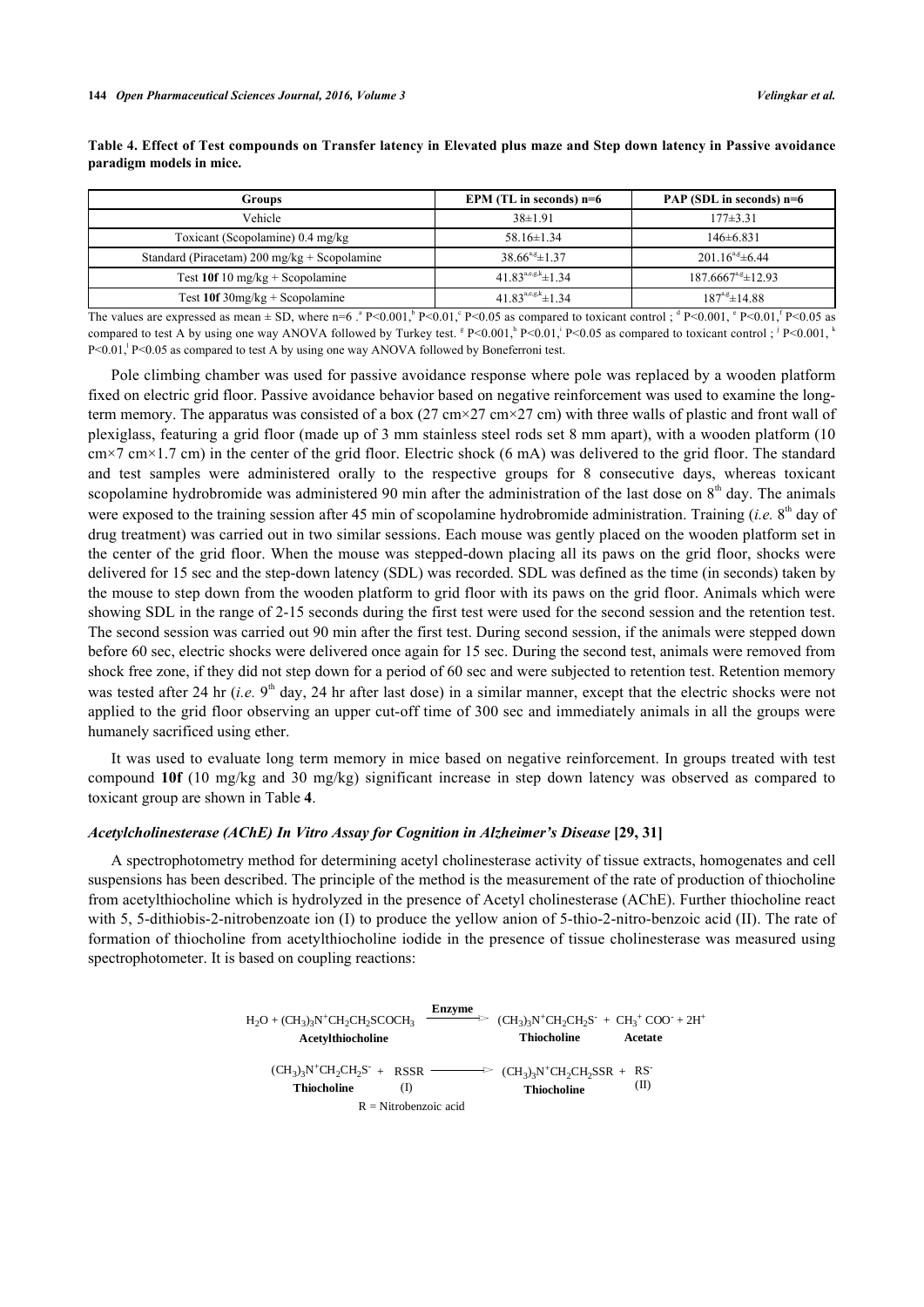**Table 4. Effect of Test compounds on Transfer latency in Elevated plus maze and Step down latency in Passive avoidance paradigm models in mice.**

| Groups | EPM (TL in seconds) n=6 | PAP (SDL in seconds) n=6 |
|---|---|---|
| Vehicle | 38±1.91 | 177±3.31 |
| Toxicant (Scopolamine) 0.4 mg/kg | 58.16±1.34 | 146±6.831 |
| Standard (Piracetam) 200 mg/kg + Scopolamine | 38.66[a,g]±1.37 | 201.16[a,g]±6.44 |
| Test **10f** 10 mg/kg + Scopolamine | 41.83[a,e,g,k]±1.34 | 187.6667[a,g]±12.93 |
| Test **10f** 30mg/kg + Scopolamine | 41.83[a,e,g,k]±1.34 | 187[a,g]±14.88 |

The values are expressed as mean ± SD, where n=6 . [a] P<0.001,[b] P<0.01,[c] P<0.05 as compared to toxicant control ; [d] P<0.001, [e] P<0.01,[f] P<0.05 as compared to test A by using one way ANOVA followed by Turkey test. [g] P<0.001,[h] P<0.01,[i] P<0.05 as compared to toxicant control ; [j] P<0.001, [k] P<0.01,[l] P<0.05 as compared to test A by using one way ANOVA followed by Boneferroni test.

Pole climbing chamber was used for passive avoidance response where pole was replaced by a wooden platform fixed on electric grid floor. Passive avoidance behavior based on negative reinforcement was used to examine the long-term memory. The apparatus was consisted of a box (27 cm×27 cm×27 cm) with three walls of plastic and front wall of plexiglass, featuring a grid floor (made up of 3 mm stainless steel rods set 8 mm apart), with a wooden platform (10 cm×7 cm×1.7 cm) in the center of the grid floor. Electric shock (6 mA) was delivered to the grid floor. The standard and test samples were administered orally to the respective groups for 8 consecutive days, whereas toxicant scopolamine hydrobromide was administered 90 min after the administration of the last dose on 8[th] day. The animals were exposed to the training session after 45 min of scopolamine hydrobromide administration. Training (*i.e.* 8[th] day of drug treatment) was carried out in two similar sessions. Each mouse was gently placed on the wooden platform set in the center of the grid floor. When the mouse was stepped-down placing all its paws on the grid floor, shocks were delivered for 15 sec and the step-down latency (SDL) was recorded. SDL was defined as the time (in seconds) taken by the mouse to step down from the wooden platform to grid floor with its paws on the grid floor. Animals which were showing SDL in the range of 2-15 seconds during the first test were used for the second session and the retention test. The second session was carried out 90 min after the first test. During second session, if the animals were stepped down before 60 sec, electric shocks were delivered once again for 15 sec. During the second test, animals were removed from shock free zone, if they did not step down for a period of 60 sec and were subjected to retention test. Retention memory was tested after 24 hr (*i.e.* 9[th] day, 24 hr after last dose) in a similar manner, except that the electric shocks were not applied to the grid floor observing an upper cut-off time of 300 sec and immediately animals in all the groups were humanely sacrificed using ether.

It was used to evaluate long term memory in mice based on negative reinforcement. In groups treated with test compound **10f** (10 mg/kg and 30 mg/kg) significant increase in step down latency was observed as compared to toxicant group are shown in Table **4**.

### *Acetylcholinesterase (AChE) In Vitro Assay for Cognition in Alzheimer's Disease* [29, 31]

A spectrophotometry method for determining acetyl cholinesterase activity of tissue extracts, homogenates and cell suspensions has been described. The principle of the method is the measurement of the rate of production of thiocholine from acetylthiocholine which is hydrolyzed in the presence of Acetyl cholinesterase (AChE). Further thiocholine react with 5, 5-dithiobis-2-nitrobenzoate ion (I) to produce the yellow anion of 5-thio-2-nitro-benzoic acid (II). The rate of formation of thiocholine from acetylthiocholine iodide in the presence of tissue cholinesterase was measured using spectrophotometer. It is based on coupling reactions:

$$H_2O + (CH_3)_3N^+CH_2CH_2SCOCH_3 \xrightarrow{\text{Enzyme}} (CH_3)_3N^+CH_2CH_2S^- + CH_3^+COO^- + 2H^+$$

Acetylthiocholine → Thiocholine, Acetate

$$(CH_3)_3N^+CH_2CH_2S^- + RSSR \longrightarrow (CH_3)_3N^+CH_2CH_2SSR + RS^-$$

Thiocholine + (I) → Thiocholine + (II)

R = Nitrobenzoic acid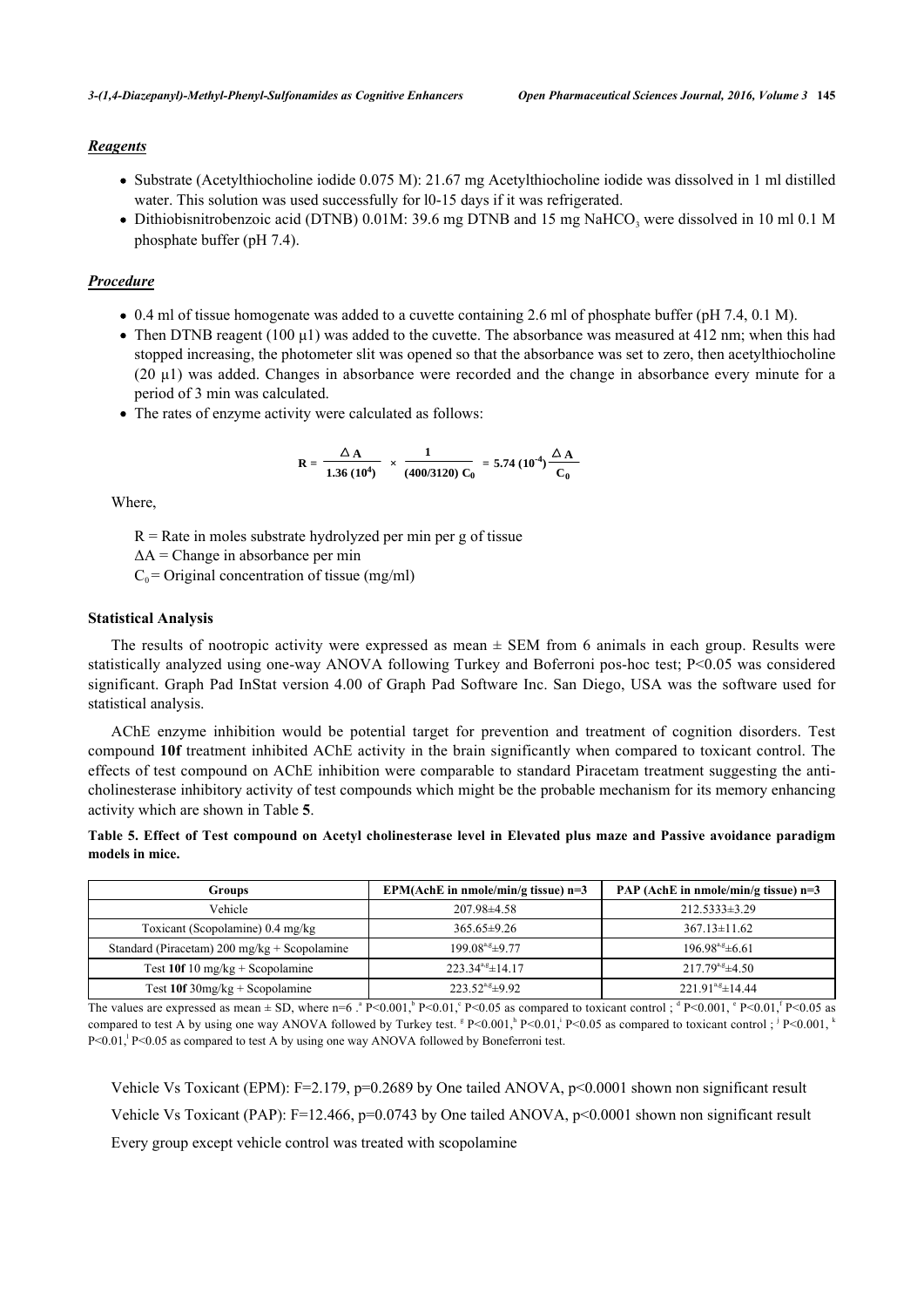### *Reagents*

- Substrate (Acetylthiocholine iodide 0.075 M): 21.67 mg Acetylthiocholine iodide was dissolved in 1 ml distilled water. This solution was used successfully for l0-15 days if it was refrigerated.
- Dithiobisnitrobenzoic acid (DTNB) 0.01M: 39.6 mg DTNB and 15 mg $NaHCO_3$ were dissolved in 10 ml 0.1 M phosphate buffer (pH 7.4).

### *Procedure*

- 0.4 ml of tissue homogenate was added to a cuvette containing 2.6 ml of phosphate buffer (pH 7.4, 0.1 M).
- Then DTNB reagent (100 µ1) was added to the cuvette. The absorbance was measured at 412 nm; when this had stopped increasing, the photometer slit was opened so that the absorbance was set to zero, then acetylthiocholine (20 µ1) was added. Changes in absorbance were recorded and the change in absorbance every minute for a period of 3 min was calculated.
- The rates of enzyme activity were calculated as follows:

$$R = \frac{\Delta A}{1.36\ (10^4)} \times \frac{1}{(400/3120)\ C_0} = 5.74\ (10^{-4}) \frac{\Delta A}{C_0}$$

Where,

R = Rate in moles substrate hydrolyzed per min per g of tissue

ΔA = Change in absorbance per min

$C_0$ = Original concentration of tissue (mg/ml)

### Statistical Analysis

The results of nootropic activity were expressed as mean ± SEM from 6 animals in each group. Results were statistically analyzed using one-way ANOVA following Turkey and Boferroni pos-hoc test; P<0.05 was considered significant. Graph Pad InStat version 4.00 of Graph Pad Software Inc. San Diego, USA was the software used for statistical analysis.

AChE enzyme inhibition would be potential target for prevention and treatment of cognition disorders. Test compound **10f** treatment inhibited AChE activity in the brain significantly when compared to toxicant control. The effects of test compound on AChE inhibition were comparable to standard Piracetam treatment suggesting the anti-cholinesterase inhibitory activity of test compounds which might be the probable mechanism for its memory enhancing activity which are shown in Table **5**.

**Table 5. Effect of Test compound on Acetyl cholinesterase level in Elevated plus maze and Passive avoidance paradigm models in mice.**

| Groups | EPM(AchE in nmole/min/g tissue) n=3 | PAP (AchE in nmole/min/g tissue) n=3 |
|---|---|---|
| Vehicle | 207.98±4.58 | 212.5333±3.29 |
| Toxicant (Scopolamine) 0.4 mg/kg | 365.65±9.26 | 367.13±11.62 |
| Standard (Piracetam) 200 mg/kg + Scopolamine | 199.08[a,g]±9.77 | 196.98[a,g]±6.61 |
| Test **10f** 10 mg/kg + Scopolamine | 223.34[a,g]±14.17 | 217.79[a,g]±4.50 |
| Test **10f** 30mg/kg + Scopolamine | 223.52[a,g]±9.92 | 221.91[a,g]±14.44 |

The values are expressed as mean ± SD, where n=6 .[a] P<0.001,[b] P<0.01,[c] P<0.05 as compared to toxicant control ; [d] P<0.001, [e] P<0.01,[f] P<0.05 as compared to test A by using one way ANOVA followed by Turkey test. [g] P<0.001,[h] P<0.01,[i] P<0.05 as compared to toxicant control ; [j] P<0.001, [k] P<0.01,[l] P<0.05 as compared to test A by using one way ANOVA followed by Boneferroni test.

Vehicle Vs Toxicant (EPM): F=2.179, p=0.2689 by One tailed ANOVA, p<0.0001 shown non significant result

Vehicle Vs Toxicant (PAP): F=12.466, p=0.0743 by One tailed ANOVA, p<0.0001 shown non significant result

Every group except vehicle control was treated with scopolamine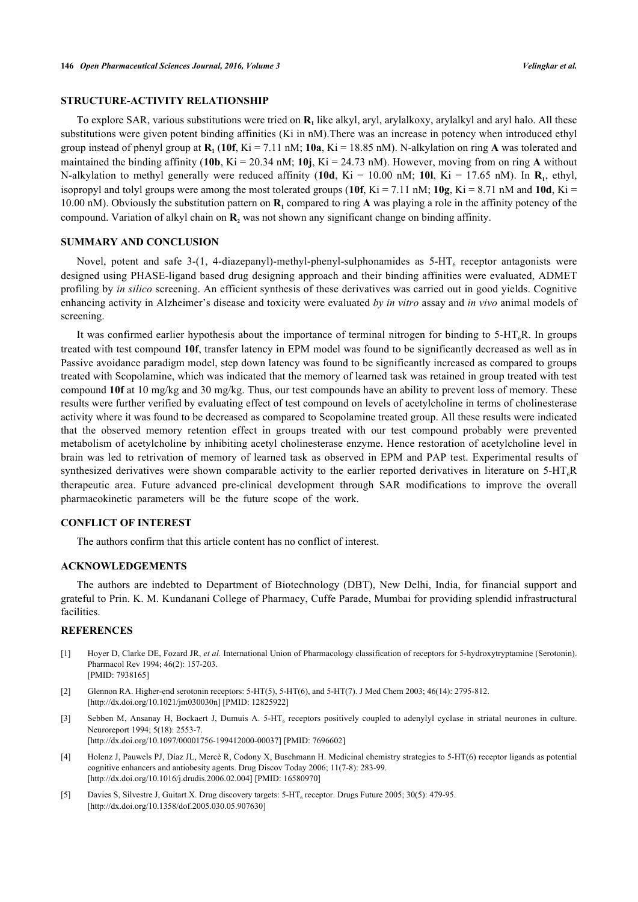## STRUCTURE-ACTIVITY RELATIONSHIP

To explore SAR, various substitutions were tried on $\mathbf{R_1}$ like alkyl, aryl, arylalkoxy, arylalkyl and aryl halo. All these substitutions were given potent binding affinities (Ki in nM).There was an increase in potency when introduced ethyl group instead of phenyl group at $\mathbf{R_1}$ (**10f**, Ki = 7.11 nM; **10a**, Ki = 18.85 nM). N-alkylation on ring **A** was tolerated and maintained the binding affinity (**10b**, Ki = 20.34 nM; **10j**, Ki = 24.73 nM). However, moving from on ring **A** without N-alkylation to methyl generally were reduced affinity (**10d**, Ki = 10.00 nM; **10l**, Ki = 17.65 nM). In $\mathbf{R_1}$, ethyl, isopropyl and tolyl groups were among the most tolerated groups (**10f**, Ki = 7.11 nM; **10g**, Ki = 8.71 nM and **10d**, Ki = 10.00 nM). Obviously the substitution pattern on $\mathbf{R_1}$ compared to ring **A** was playing a role in the affinity potency of the compound. Variation of alkyl chain on $\mathbf{R_2}$ was not shown any significant change on binding affinity.

## SUMMARY AND CONCLUSION

Novel, potent and safe 3-(1, 4-diazepanyl)-methyl-phenyl-sulphonamides as 5-$HT_6$ receptor antagonists were designed using PHASE-ligand based drug designing approach and their binding affinities were evaluated, ADMET profiling by *in silico* screening. An efficient synthesis of these derivatives was carried out in good yields. Cognitive enhancing activity in Alzheimer's disease and toxicity were evaluated *by in vitro* assay and *in vivo* animal models of screening.

It was confirmed earlier hypothesis about the importance of terminal nitrogen for binding to 5-$HT_6$R. In groups treated with test compound **10f**, transfer latency in EPM model was found to be significantly decreased as well as in Passive avoidance paradigm model, step down latency was found to be significantly increased as compared to groups treated with Scopolamine, which was indicated that the memory of learned task was retained in group treated with test compound **10f** at 10 mg/kg and 30 mg/kg. Thus, our test compounds have an ability to prevent loss of memory. These results were further verified by evaluating effect of test compound on levels of acetylcholine in terms of cholinesterase activity where it was found to be decreased as compared to Scopolamine treated group. All these results were indicated that the observed memory retention effect in groups treated with our test compound probably were prevented metabolism of acetylcholine by inhibiting acetyl cholinesterase enzyme. Hence restoration of acetylcholine level in brain was led to retrivation of memory of learned task as observed in EPM and PAP test. Experimental results of synthesized derivatives were shown comparable activity to the earlier reported derivatives in literature on 5-$HT_6$R therapeutic area. Future advanced pre-clinical development through SAR modifications to improve the overall pharmacokinetic parameters will be the future scope of the work.

## CONFLICT OF INTEREST

The authors confirm that this article content has no conflict of interest.

## ACKNOWLEDGEMENTS

The authors are indebted to Department of Biotechnology (DBT), New Delhi, India, for financial support and grateful to Prin. K. M. Kundanani College of Pharmacy, Cuffe Parade, Mumbai for providing splendid infrastructural facilities.

## REFERENCES

[1] Hoyer D, Clarke DE, Fozard JR, *et al.* International Union of Pharmacology classification of receptors for 5-hydroxytryptamine (Serotonin). Pharmacol Rev 1994; 46(2): 157-203. [PMID: 7938165]

[2] Glennon RA. Higher-end serotonin receptors: 5-HT(5), 5-HT(6), and 5-HT(7). J Med Chem 2003; 46(14): 2795-812. [http://dx.doi.org/10.1021/jm030030n] [PMID: 12825922]

[3] Sebben M, Ansanay H, Bockaert J, Dumuis A. 5-$HT_6$ receptors positively coupled to adenylyl cyclase in striatal neurones in culture. Neuroreport 1994; 5(18): 2553-7. [http://dx.doi.org/10.1097/00001756-199412000-00037] [PMID: 7696602]

[4] Holenz J, Pauwels PJ, Díaz JL, Mercè R, Codony X, Buschmann H. Medicinal chemistry strategies to 5-HT(6) receptor ligands as potential cognitive enhancers and antiobesity agents. Drug Discov Today 2006; 11(7-8): 283-99. [http://dx.doi.org/10.1016/j.drudis.2006.02.004] [PMID: 16580970]

[5] Davies S, Silvestre J, Guitart X. Drug discovery targets: 5-$HT_6$ receptor. Drugs Future 2005; 30(5): 479-95. [http://dx.doi.org/10.1358/dof.2005.030.05.907630]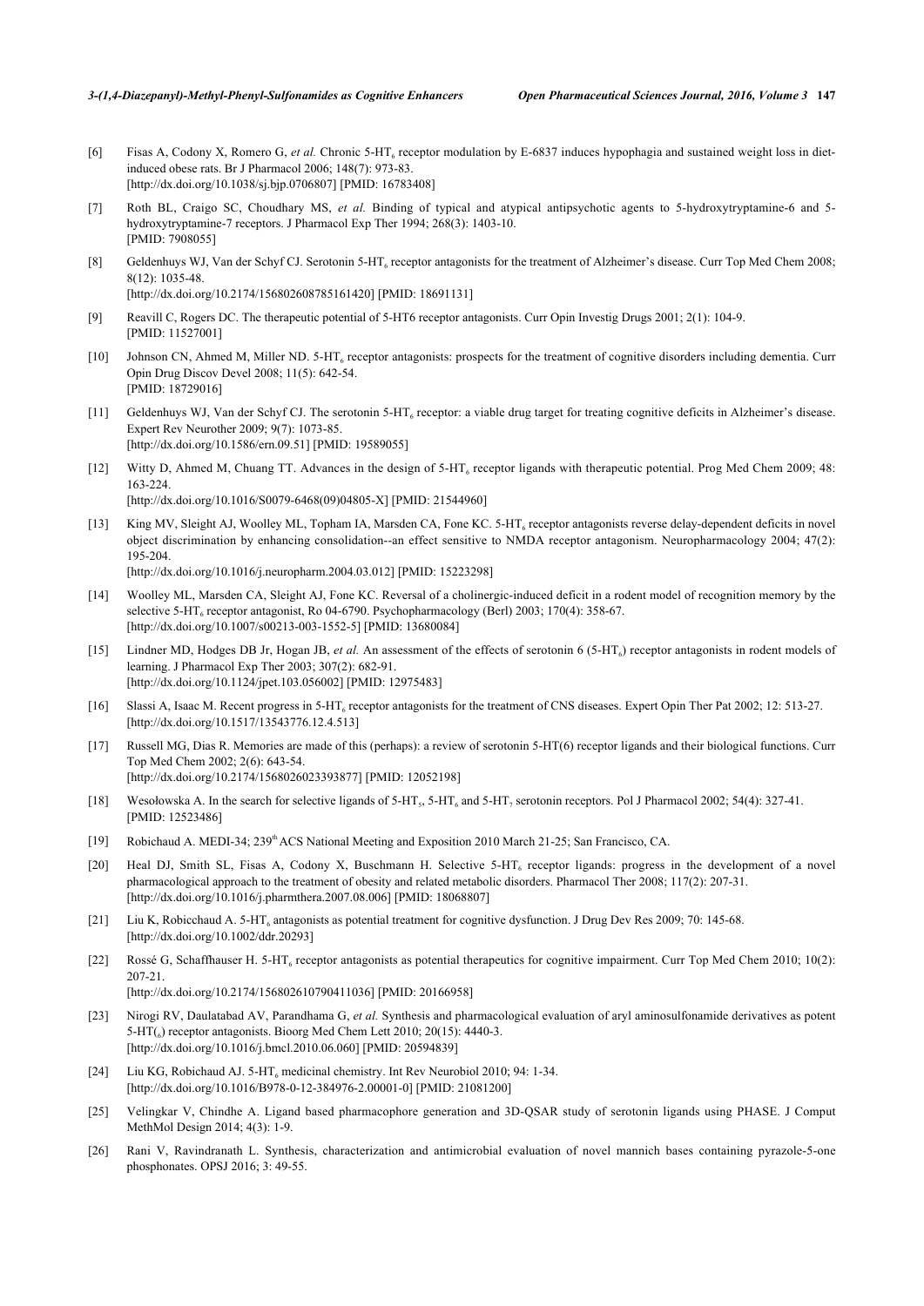[6] Fisas A, Codony X, Romero G, *et al.* Chronic 5-$HT_6$ receptor modulation by E-6837 induces hypophagia and sustained weight loss in diet-induced obese rats. Br J Pharmacol 2006; 148(7): 973-83.
[http://dx.doi.org/10.1038/sj.bjp.0706807] [PMID: 16783408]

[7] Roth BL, Craigo SC, Choudhary MS, *et al.* Binding of typical and atypical antipsychotic agents to 5-hydroxytryptamine-6 and 5-hydroxytryptamine-7 receptors. J Pharmacol Exp Ther 1994; 268(3): 1403-10.
[PMID: 7908055]

[8] Geldenhuys WJ, Van der Schyf CJ. Serotonin 5-$HT_6$ receptor antagonists for the treatment of Alzheimer's disease. Curr Top Med Chem 2008; 8(12): 1035-48.
[http://dx.doi.org/10.2174/156802608785161420] [PMID: 18691131]

[9] Reavill C, Rogers DC. The therapeutic potential of 5-HT6 receptor antagonists. Curr Opin Investig Drugs 2001; 2(1): 104-9.
[PMID: 11527001]

[10] Johnson CN, Ahmed M, Miller ND. 5-$HT_6$ receptor antagonists: prospects for the treatment of cognitive disorders including dementia. Curr Opin Drug Discov Devel 2008; 11(5): 642-54.
[PMID: 18729016]

[11] Geldenhuys WJ, Van der Schyf CJ. The serotonin 5-$HT_6$ receptor: a viable drug target for treating cognitive deficits in Alzheimer's disease. Expert Rev Neurother 2009; 9(7): 1073-85.
[http://dx.doi.org/10.1586/ern.09.51] [PMID: 19589055]

[12] Witty D, Ahmed M, Chuang TT. Advances in the design of 5-$HT_6$ receptor ligands with therapeutic potential. Prog Med Chem 2009; 48: 163-224.
[http://dx.doi.org/10.1016/S0079-6468(09)04805-X] [PMID: 21544960]

[13] King MV, Sleight AJ, Woolley ML, Topham IA, Marsden CA, Fone KC. 5-$HT_6$ receptor antagonists reverse delay-dependent deficits in novel object discrimination by enhancing consolidation--an effect sensitive to NMDA receptor antagonism. Neuropharmacology 2004; 47(2): 195-204.
[http://dx.doi.org/10.1016/j.neuropharm.2004.03.012] [PMID: 15223298]

[14] Woolley ML, Marsden CA, Sleight AJ, Fone KC. Reversal of a cholinergic-induced deficit in a rodent model of recognition memory by the selective 5-$HT_6$ receptor antagonist, Ro 04-6790. Psychopharmacology (Berl) 2003; 170(4): 358-67.
[http://dx.doi.org/10.1007/s00213-003-1552-5] [PMID: 13680084]

[15] Lindner MD, Hodges DB Jr, Hogan JB, *et al.* An assessment of the effects of serotonin 6 (5-$HT_6$) receptor antagonists in rodent models of learning. J Pharmacol Exp Ther 2003; 307(2): 682-91.
[http://dx.doi.org/10.1124/jpet.103.056002] [PMID: 12975483]

[16] Slassi A, Isaac M. Recent progress in 5-$HT_6$ receptor antagonists for the treatment of CNS diseases. Expert Opin Ther Pat 2002; 12: 513-27.
[http://dx.doi.org/10.1517/13543776.12.4.513]

[17] Russell MG, Dias R. Memories are made of this (perhaps): a review of serotonin 5-HT(6) receptor ligands and their biological functions. Curr Top Med Chem 2002; 2(6): 643-54.
[http://dx.doi.org/10.2174/1568026023393877] [PMID: 12052198]

[18] Wesołowska A. In the search for selective ligands of 5-$HT_5$, 5-$HT_6$ and 5-$HT_7$ serotonin receptors. Pol J Pharmacol 2002; 54(4): 327-41.
[PMID: 12523486]

[19] Robichaud A. MEDI-34; 239th ACS National Meeting and Exposition 2010 March 21-25; San Francisco, CA.

[20] Heal DJ, Smith SL, Fisas A, Codony X, Buschmann H. Selective 5-$HT_6$ receptor ligands: progress in the development of a novel pharmacological approach to the treatment of obesity and related metabolic disorders. Pharmacol Ther 2008; 117(2): 207-31.
[http://dx.doi.org/10.1016/j.pharmthera.2007.08.006] [PMID: 18068807]

[21] Liu K, Robicchaud A. 5-$HT_6$ antagonists as potential treatment for cognitive dysfunction. J Drug Dev Res 2009; 70: 145-68.
[http://dx.doi.org/10.1002/ddr.20293]

[22] Rossé G, Schaffhauser H. 5-$HT_6$ receptor antagonists as potential therapeutics for cognitive impairment. Curr Top Med Chem 2010; 10(2): 207-21.
[http://dx.doi.org/10.2174/156802610790411036] [PMID: 20166958]

[23] Nirogi RV, Daulatabad AV, Parandhama G, *et al.* Synthesis and pharmacological evaluation of aryl aminosulfonamide derivatives as potent 5-$HT_{(6)}$ receptor antagonists. Bioorg Med Chem Lett 2010; 20(15): 4440-3.
[http://dx.doi.org/10.1016/j.bmcl.2010.06.060] [PMID: 20594839]

[24] Liu KG, Robichaud AJ. 5-$HT_6$ medicinal chemistry. Int Rev Neurobiol 2010; 94: 1-34.
[http://dx.doi.org/10.1016/B978-0-12-384976-2.00001-0] [PMID: 21081200]

[25] Velingkar V, Chindhe A. Ligand based pharmacophore generation and 3D-QSAR study of serotonin ligands using PHASE. J Comput MethMol Design 2014; 4(3): 1-9.

[26] Rani V, Ravindranath L. Synthesis, characterization and antimicrobial evaluation of novel mannich bases containing pyrazole-5-one phosphonates. OPSJ 2016; 3: 49-55.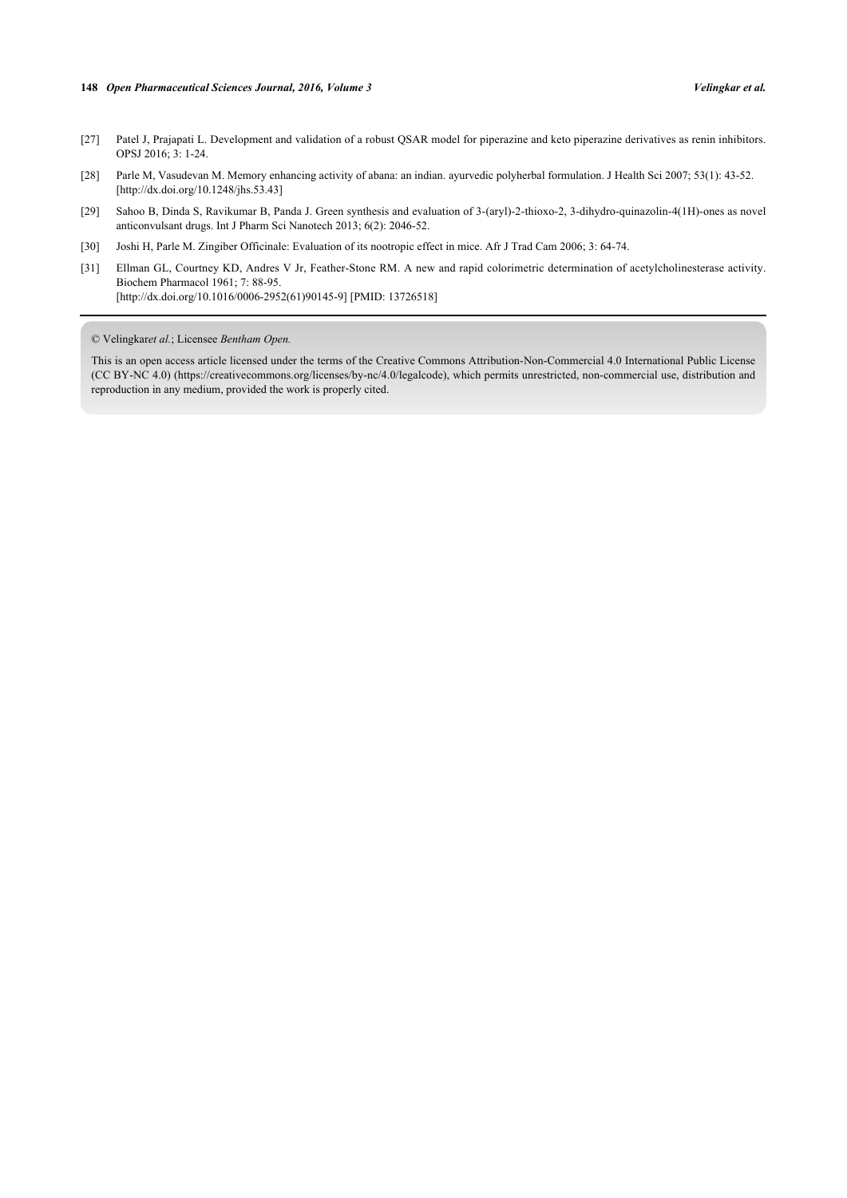[27] Patel J, Prajapati L. Development and validation of a robust QSAR model for piperazine and keto piperazine derivatives as renin inhibitors. OPSJ 2016; 3: 1-24.

[28] Parle M, Vasudevan M. Memory enhancing activity of abana: an indian. ayurvedic polyherbal formulation. J Health Sci 2007; 53(1): 43-52. [http://dx.doi.org/10.1248/jhs.53.43]

[29] Sahoo B, Dinda S, Ravikumar B, Panda J. Green synthesis and evaluation of 3-(aryl)-2-thioxo-2, 3-dihydro-quinazolin-4(1H)-ones as novel anticonvulsant drugs. Int J Pharm Sci Nanotech 2013; 6(2): 2046-52.

[30] Joshi H, Parle M. Zingiber Officinale: Evaluation of its nootropic effect in mice. Afr J Trad Cam 2006; 3: 64-74.

[31] Ellman GL, Courtney KD, Andres V Jr, Feather-Stone RM. A new and rapid colorimetric determination of acetylcholinesterase activity. Biochem Pharmacol 1961; 7: 88-95. [http://dx.doi.org/10.1016/0006-2952(61)90145-9] [PMID: 13726518]

© Velingkar*et al.*; Licensee *Bentham Open.*

This is an open access article licensed under the terms of the Creative Commons Attribution-Non-Commercial 4.0 International Public License (CC BY-NC 4.0) (https://creativecommons.org/licenses/by-nc/4.0/legalcode), which permits unrestricted, non-commercial use, distribution and reproduction in any medium, provided the work is properly cited.